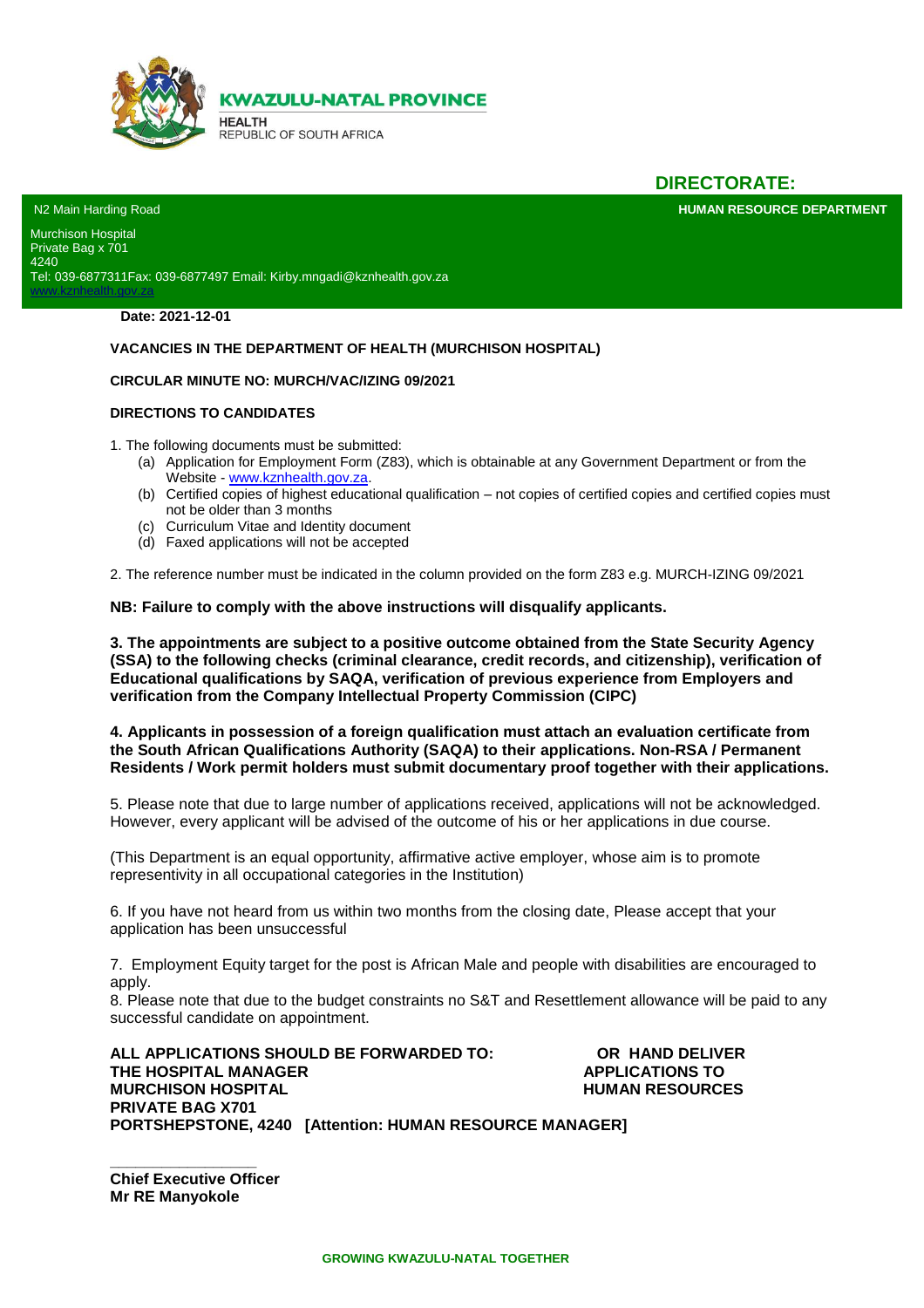KWAZULU-NATAL PROVINCE

HEALTH
REPUBLIC OF SOUTH AFRICA

**DIRECTORATE:**

**HUMAN RESOURCE DEPARTMENT**

N2 Main Harding Road

Murchison Hospital
Private Bag x 701
4240
Tel: 039-6877311Fax: 039-6877497 Email: Kirby.mngadi@kznhealth.gov.za
www.kznhealth.gov.za

**Date: 2021-12-01**

**VACANCIES IN THE DEPARTMENT OF HEALTH (MURCHISON HOSPITAL)**

**CIRCULAR MINUTE NO: MURCH/VAC/IZING 09/2021**

**DIRECTIONS TO CANDIDATES**

1. The following documents must be submitted:
   (a) Application for Employment Form (Z83), which is obtainable at any Government Department or from the Website - www.kznhealth.gov.za.
   (b) Certified copies of highest educational qualification – not copies of certified copies and certified copies must not be older than 3 months
   (c) Curriculum Vitae and Identity document
   (d) Faxed applications will not be accepted

2. The reference number must be indicated in the column provided on the form Z83 e.g. MURCH-IZING 09/2021

**NB: Failure to comply with the above instructions will disqualify applicants.**

**3. The appointments are subject to a positive outcome obtained from the State Security Agency (SSA) to the following checks (criminal clearance, credit records, and citizenship), verification of Educational qualifications by SAQA, verification of previous experience from Employers and verification from the Company Intellectual Property Commission (CIPC)**

**4. Applicants in possession of a foreign qualification must attach an evaluation certificate from the South African Qualifications Authority (SAQA) to their applications. Non-RSA / Permanent Residents / Work permit holders must submit documentary proof together with their applications.**

5. Please note that due to large number of applications received, applications will not be acknowledged. However, every applicant will be advised of the outcome of his or her applications in due course.

(This Department is an equal opportunity, affirmative active employer, whose aim is to promote representivity in all occupational categories in the Institution)

6. If you have not heard from us within two months from the closing date, Please accept that your application has been unsuccessful

7. Employment Equity target for the post is African Male and people with disabilities are encouraged to apply.
8. Please note that due to the budget constraints no S&T and Resettlement allowance will be paid to any successful candidate on appointment.

**ALL APPLICATIONS SHOULD BE FORWARDED TO:**
**THE HOSPITAL MANAGER**
**MURCHISON HOSPITAL**
**PRIVATE BAG X701**
**PORTSHEPSTONE, 4240 [Attention: HUMAN RESOURCE MANAGER]**

**OR HAND DELIVER APPLICATIONS TO HUMAN RESOURCES**

\_\_\_\_\_\_\_\_\_\_\_\_\_\_\_\_\_\_

**Chief Executive Officer**
**Mr RE Manyokole**

**GROWING KWAZULU-NATAL TOGETHER**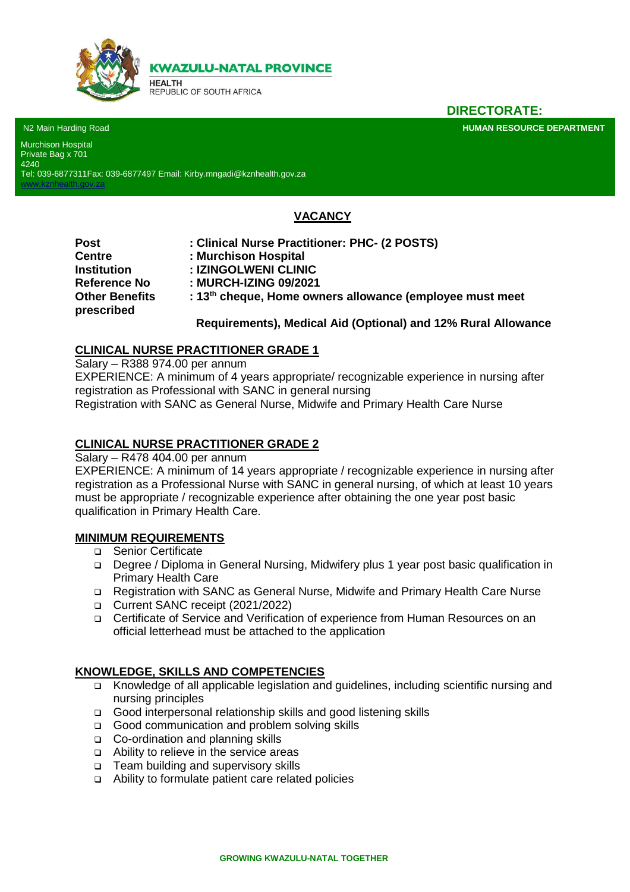**KWAZULU-NATAL PROVINCE**

HEALTH
REPUBLIC OF SOUTH AFRICA

**DIRECTORATE:**

N2 Main Harding Road

**HUMAN RESOURCE DEPARTMENT**

Murchison Hospital
Private Bag x 701
4240
Tel: 039-6877311Fax: 039-6877497 Email: Kirby.mngadi@kznhealth.gov.za
www.kznhealth.gov.za

## VACANCY

| | |
|---|---|
| **Post** | **: Clinical Nurse Practitioner: PHC- (2 POSTS)** |
| **Centre** | **: Murchison Hospital** |
| **Institution** | **: IZINGOLWENI CLINIC** |
| **Reference No** | **: MURCH-IZING 09/2021** |
| **Other Benefits prescribed** | **: 13th cheque, Home owners allowance (employee must meet Requirements), Medical Aid (Optional) and 12% Rural Allowance** |

### CLINICAL NURSE PRACTITIONER GRADE 1

Salary – R388 974.00 per annum
EXPERIENCE: A minimum of 4 years appropriate/ recognizable experience in nursing after registration as Professional with SANC in general nursing
Registration with SANC as General Nurse, Midwife and Primary Health Care Nurse

### CLINICAL NURSE PRACTITIONER GRADE 2

Salary – R478 404.00 per annum
EXPERIENCE: A minimum of 14 years appropriate / recognizable experience in nursing after registration as a Professional Nurse with SANC in general nursing, of which at least 10 years must be appropriate / recognizable experience after obtaining the one year post basic qualification in Primary Health Care.

### MINIMUM REQUIREMENTS

- Senior Certificate
- Degree / Diploma in General Nursing, Midwifery plus 1 year post basic qualification in Primary Health Care
- Registration with SANC as General Nurse, Midwife and Primary Health Care Nurse
- Current SANC receipt (2021/2022)
- Certificate of Service and Verification of experience from Human Resources on an official letterhead must be attached to the application

### KNOWLEDGE, SKILLS AND COMPETENCIES

- Knowledge of all applicable legislation and guidelines, including scientific nursing and nursing principles
- Good interpersonal relationship skills and good listening skills
- Good communication and problem solving skills
- Co-ordination and planning skills
- Ability to relieve in the service areas
- Team building and supervisory skills
- Ability to formulate patient care related policies

GROWING KWAZULU-NATAL TOGETHER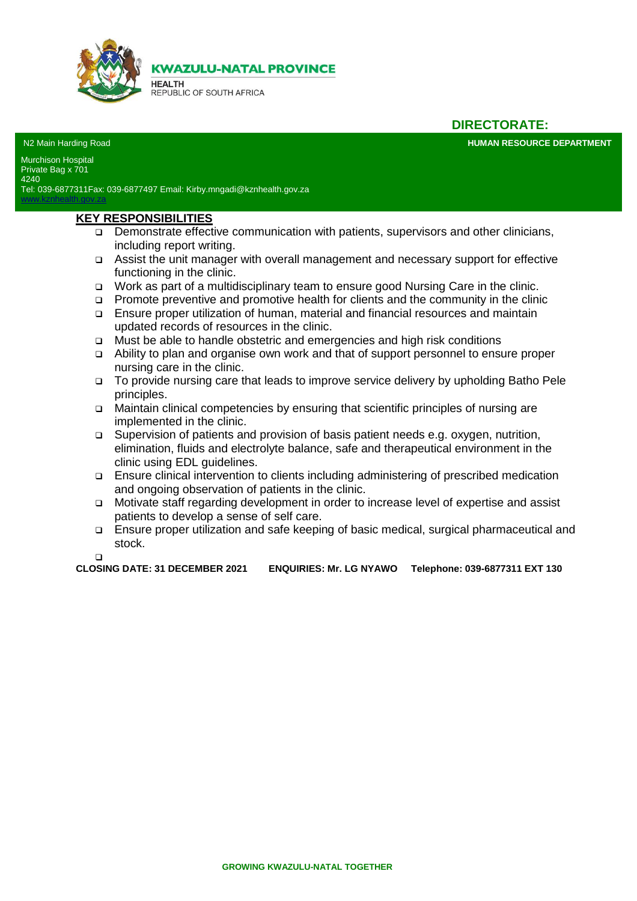**KWAZULU-NATAL PROVINCE**

**HEALTH**
REPUBLIC OF SOUTH AFRICA

**DIRECTORATE:**

N2 Main Harding Road

**HUMAN RESOURCE DEPARTMENT**

Murchison Hospital
Private Bag x 701
4240
Tel: 039-6877311Fax: 039-6877497 Email: Kirby.mngadi@kznhealth.gov.za
www.kznhealth.gov.za

## KEY RESPONSIBILITIES

- Demonstrate effective communication with patients, supervisors and other clinicians, including report writing.
- Assist the unit manager with overall management and necessary support for effective functioning in the clinic.
- Work as part of a multidisciplinary team to ensure good Nursing Care in the clinic.
- Promote preventive and promotive health for clients and the community in the clinic
- Ensure proper utilization of human, material and financial resources and maintain updated records of resources in the clinic.
- Must be able to handle obstetric and emergencies and high risk conditions
- Ability to plan and organise own work and that of support personnel to ensure proper nursing care in the clinic.
- To provide nursing care that leads to improve service delivery by upholding Batho Pele principles.
- Maintain clinical competencies by ensuring that scientific principles of nursing are implemented in the clinic.
- Supervision of patients and provision of basis patient needs e.g. oxygen, nutrition, elimination, fluids and electrolyte balance, safe and therapeutical environment in the clinic using EDL guidelines.
- Ensure clinical intervention to clients including administering of prescribed medication and ongoing observation of patients in the clinic.
- Motivate staff regarding development in order to increase level of expertise and assist patients to develop a sense of self care.
- Ensure proper utilization and safe keeping of basic medical, surgical pharmaceutical and stock.

**CLOSING DATE: 31 DECEMBER 2021 ENQUIRIES: Mr. LG NYAWO Telephone: 039-6877311 EXT 130**

**GROWING KWAZULU-NATAL TOGETHER**